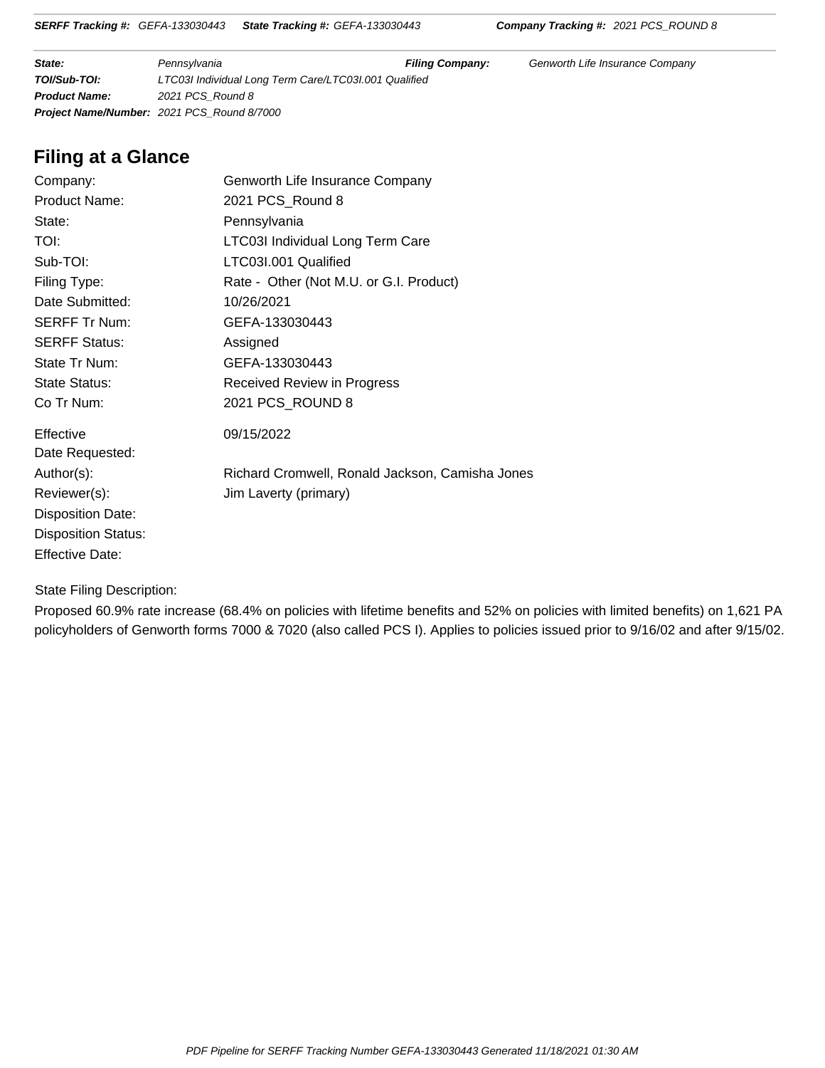| **State:** | Pennsylvania | **Filing Company:** | Genworth Life Insurance Company |
|---|---|---|---|
| **TOI/Sub-TOI:** | LTC03I Individual Long Term Care/LTC03I.001 Qualified | | |
| **Product Name:** | 2021 PCS_Round 8 | | |
| **Project Name/Number:** | 2021 PCS_Round 8/7000 | | |

## Filing at a Glance

| | |
|---|---|
| Company: | Genworth Life Insurance Company |
| Product Name: | 2021 PCS_Round 8 |
| State: | Pennsylvania |
| TOI: | LTC03I Individual Long Term Care |
| Sub-TOI: | LTC03I.001 Qualified |
| Filing Type: | Rate - Other (Not M.U. or G.I. Product) |
| Date Submitted: | 10/26/2021 |
| SERFF Tr Num: | GEFA-133030443 |
| SERFF Status: | Assigned |
| State Tr Num: | GEFA-133030443 |
| State Status: | Received Review in Progress |
| Co Tr Num: | 2021 PCS_ROUND 8 |
| Effective Date Requested: | 09/15/2022 |
| Author(s): | Richard Cromwell, Ronald Jackson, Camisha Jones |
| Reviewer(s): | Jim Laverty (primary) |
| Disposition Date: | |
| Disposition Status: | |
| Effective Date: | |

State Filing Description:

Proposed 60.9% rate increase (68.4% on policies with lifetime benefits and 52% on policies with limited benefits) on 1,621 PA policyholders of Genworth forms 7000 & 7020 (also called PCS I). Applies to policies issued prior to 9/16/02 and after 9/15/02.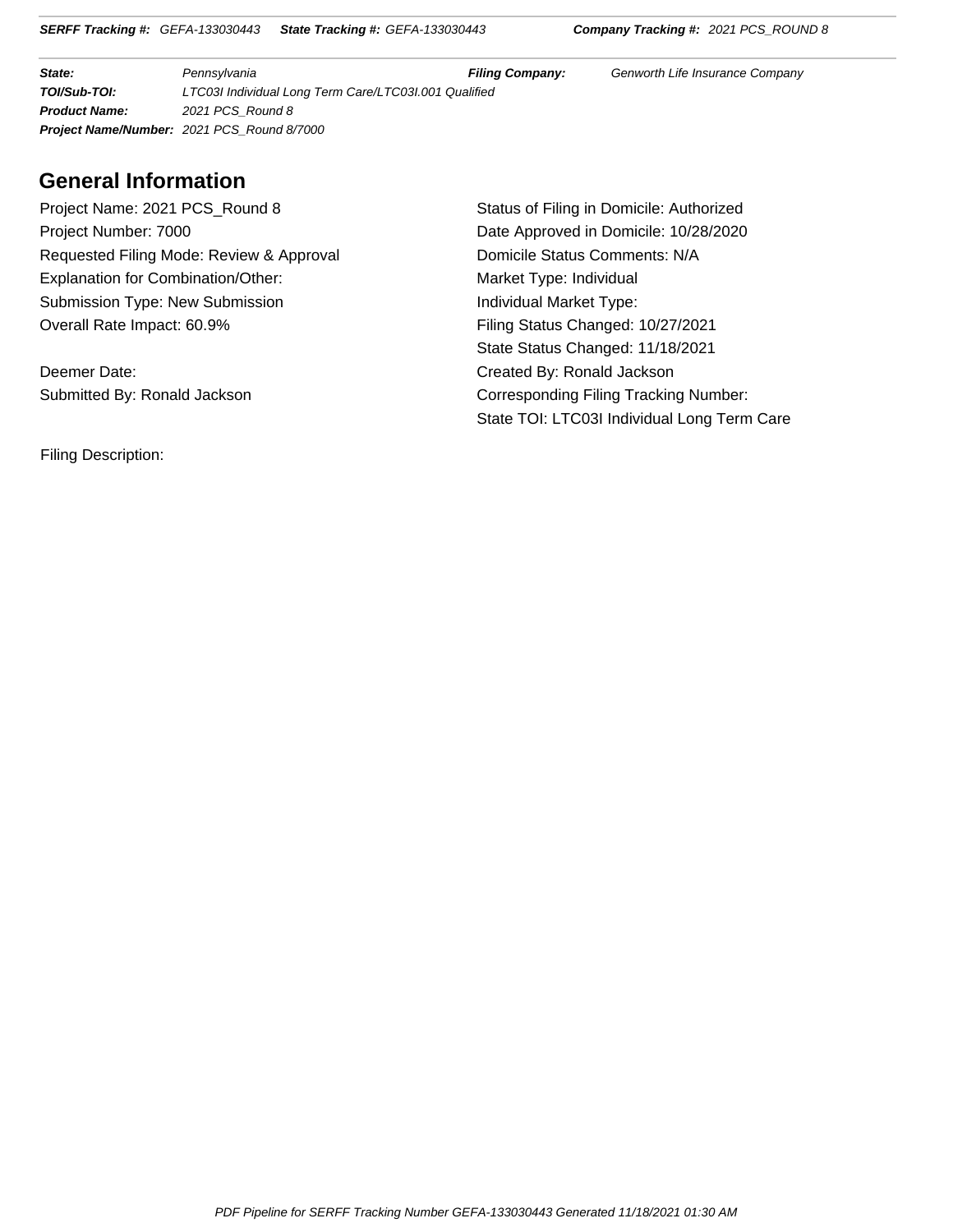## General Information

Project Name: 2021 PCS_Round 8

Project Number: 7000

Requested Filing Mode: Review & Approval

Explanation for Combination/Other:

Submission Type: New Submission

Overall Rate Impact: 60.9%

Deemer Date:

Submitted By: Ronald Jackson

Status of Filing in Domicile: Authorized

Date Approved in Domicile: 10/28/2020

Domicile Status Comments: N/A

Market Type: Individual

Individual Market Type:

Filing Status Changed: 10/27/2021

State Status Changed: 11/18/2021

Created By: Ronald Jackson

Corresponding Filing Tracking Number:

State TOI: LTC03I Individual Long Term Care

Filing Description: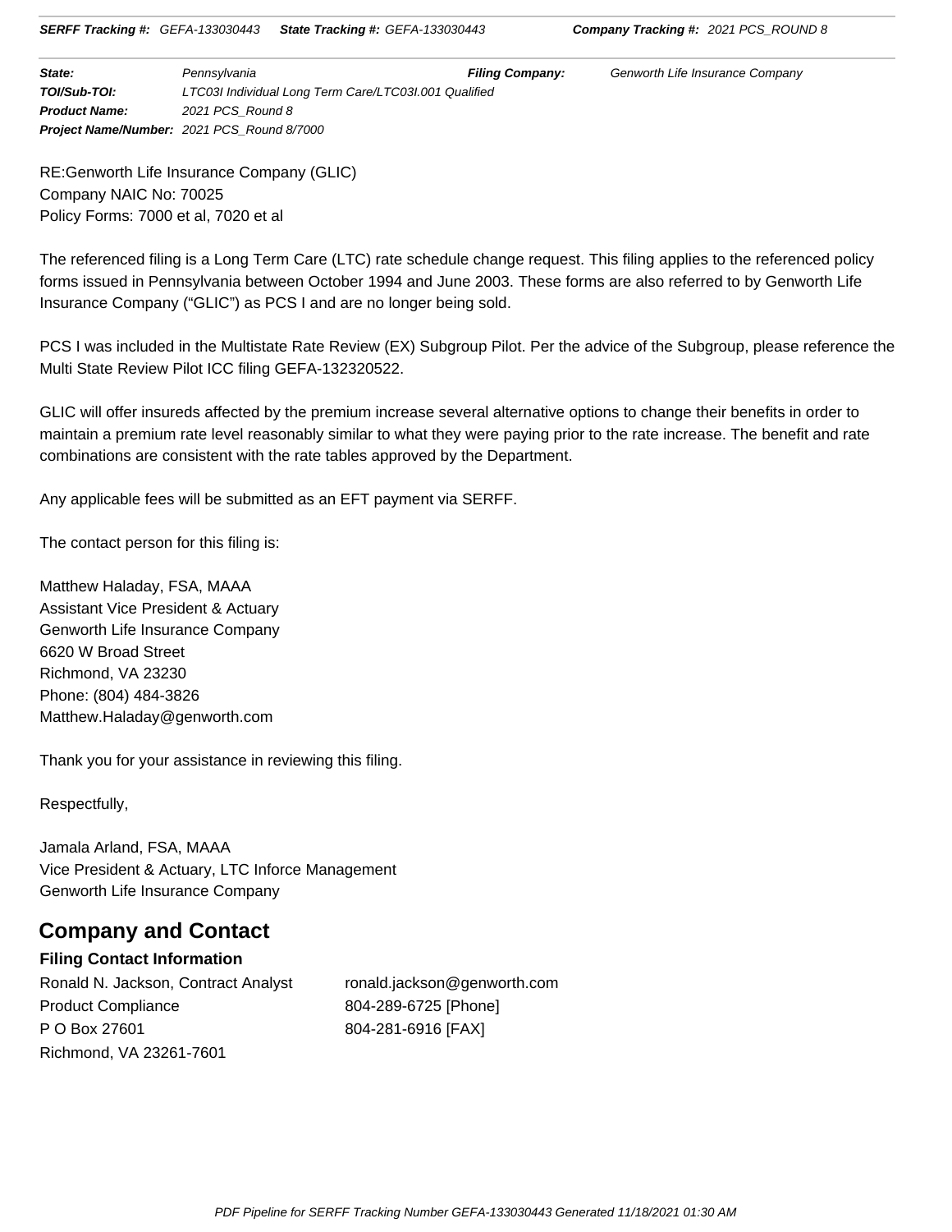**SERFF Tracking #:** *GEFA-133030443* **State Tracking #:** *GEFA-133030443* **Company Tracking #:** *2021 PCS_ROUND 8*

| | | | |
|---|---|---|---|
| ***State:*** | *Pennsylvania* | ***Filing Company:*** | *Genworth Life Insurance Company* |
| ***TOI/Sub-TOI:*** | *LTC03I Individual Long Term Care/LTC03I.001 Qualified* | | |
| ***Product Name:*** | *2021 PCS_Round 8* | | |
| ***Project Name/Number:*** | *2021 PCS_Round 8/7000* | | |

RE:Genworth Life Insurance Company (GLIC)
Company NAIC No: 70025
Policy Forms: 7000 et al, 7020 et al

The referenced filing is a Long Term Care (LTC) rate schedule change request. This filing applies to the referenced policy forms issued in Pennsylvania between October 1994 and June 2003. These forms are also referred to by Genworth Life Insurance Company ("GLIC") as PCS I and are no longer being sold.

PCS I was included in the Multistate Rate Review (EX) Subgroup Pilot. Per the advice of the Subgroup, please reference the Multi State Review Pilot ICC filing GEFA-132320522.

GLIC will offer insureds affected by the premium increase several alternative options to change their benefits in order to maintain a premium rate level reasonably similar to what they were paying prior to the rate increase. The benefit and rate combinations are consistent with the rate tables approved by the Department.

Any applicable fees will be submitted as an EFT payment via SERFF.

The contact person for this filing is:

Matthew Haladay, FSA, MAAA
Assistant Vice President & Actuary
Genworth Life Insurance Company
6620 W Broad Street
Richmond, VA 23230
Phone: (804) 484-3826
Matthew.Haladay@genworth.com

Thank you for your assistance in reviewing this filing.

Respectfully,

Jamala Arland, FSA, MAAA
Vice President & Actuary, LTC Inforce Management
Genworth Life Insurance Company

## Company and Contact

### Filing Contact Information

Ronald N. Jackson, Contract Analyst — ronald.jackson@genworth.com
Product Compliance — 804-289-6725 [Phone]
P O Box 27601 — 804-281-6916 [FAX]
Richmond, VA 23261-7601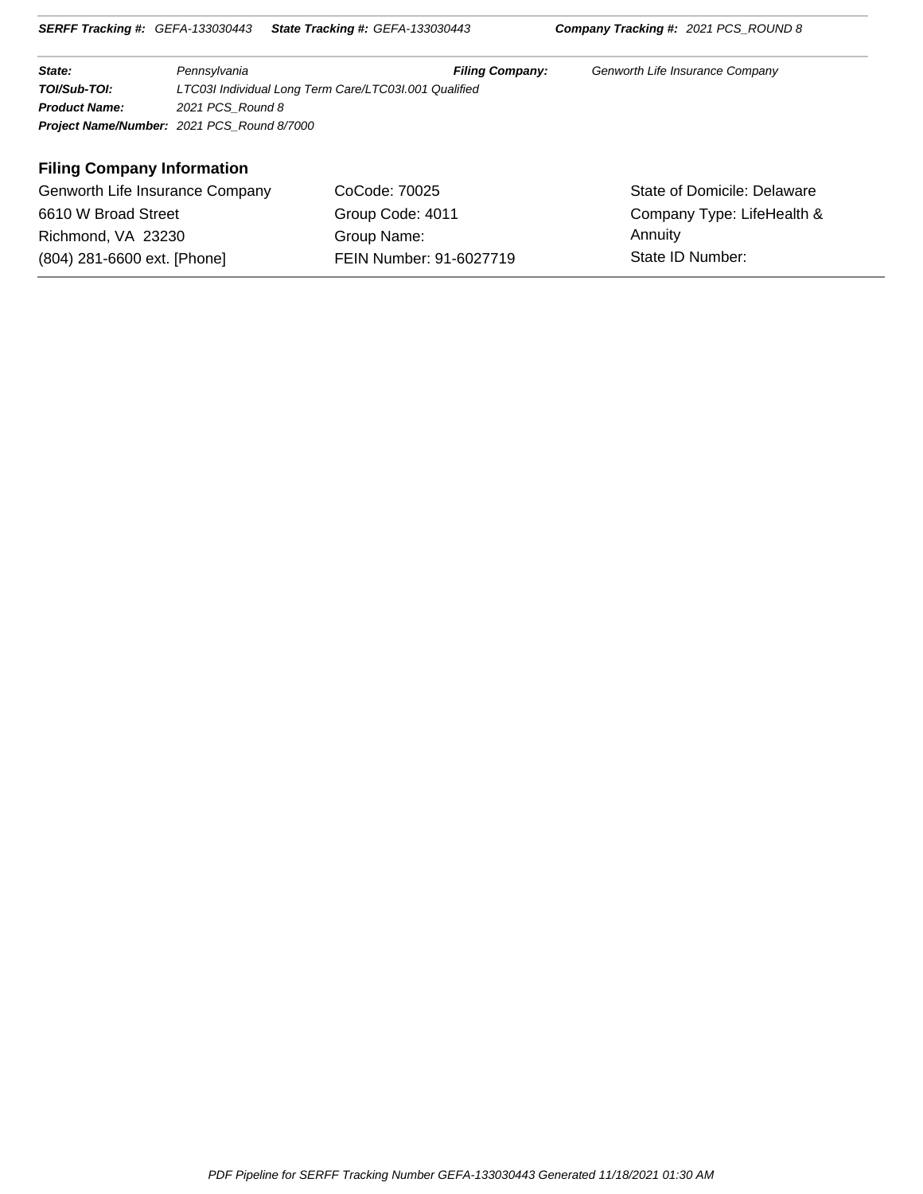**State:** Pennsylvania **Filing Company:** Genworth Life Insurance Company

**TOI/Sub-TOI:** LTC03I Individual Long Term Care/LTC03I.001 Qualified

**Product Name:** 2021 PCS_Round 8

**Project Name/Number:** 2021 PCS_Round 8/7000

## Filing Company Information

| | | |
|---|---|---|
| Genworth Life Insurance Company | CoCode: 70025 | State of Domicile: Delaware |
| 6610 W Broad Street | Group Code: 4011 | Company Type: LifeHealth & Annuity |
| Richmond, VA 23230 | Group Name: | |
| (804) 281-6600 ext. [Phone] | FEIN Number: 91-6027719 | State ID Number: |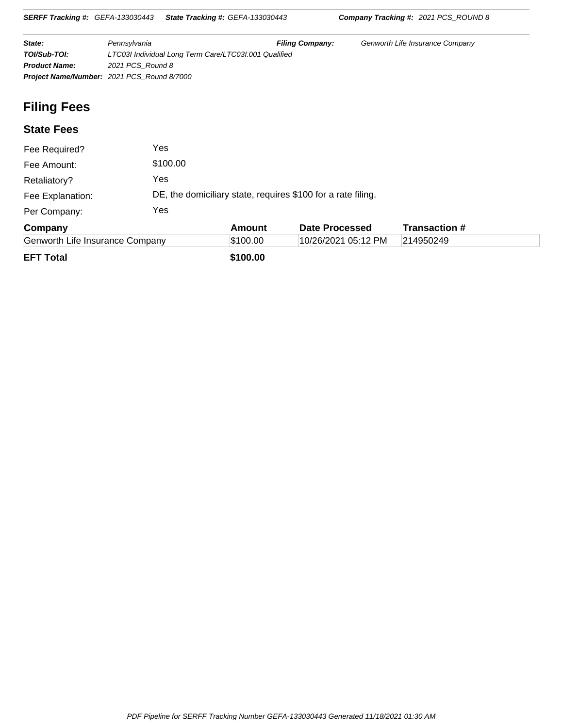**SERFF Tracking #:** *GEFA-133030443* **State Tracking #:** *GEFA-133030443* **Company Tracking #:** *2021 PCS_ROUND 8*

| | | | |
|---|---|---|---|
| **State:** | *Pennsylvania* | **Filing Company:** | *Genworth Life Insurance Company* |
| **TOI/Sub-TOI:** | *LTC03I Individual Long Term Care/LTC03I.001 Qualified* | | |
| **Product Name:** | *2021 PCS_Round 8* | | |
| **Project Name/Number:** | *2021 PCS_Round 8/7000* | | |

# Filing Fees

## State Fees

Fee Required? Yes

Fee Amount: $100.00

Retaliatory? Yes

Fee Explanation: DE, the domiciliary state, requires $100 for a rate filing.

Per Company: Yes

| Company | Amount | Date Processed | Transaction # |
|---|---|---|---|
| Genworth Life Insurance Company | $100.00 | 10/26/2021 05:12 PM | 214950249 |
| **EFT Total** | **$100.00** | | |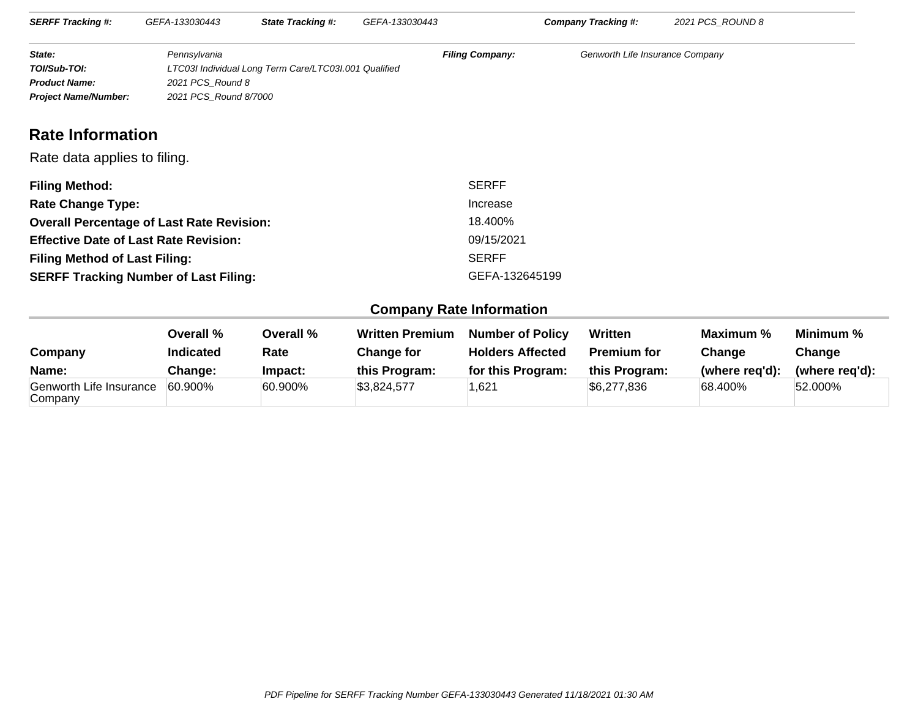| **SERFF Tracking #:** | GEFA-133030443 | **State Tracking #:** | GEFA-133030443 | **Company Tracking #:** | 2021 PCS_ROUND 8 |
|---|---|---|---|---|---|

| | | | |
|---|---|---|---|
| **State:** | Pennsylvania | **Filing Company:** | Genworth Life Insurance Company |
| **TOI/Sub-TOI:** | LTC03I Individual Long Term Care/LTC03I.001 Qualified | | |
| **Product Name:** | 2021 PCS_Round 8 | | |
| **Project Name/Number:** | 2021 PCS_Round 8/7000 | | |

## Rate Information

Rate data applies to filing.

| | |
|---|---|
| **Filing Method:** | SERFF |
| **Rate Change Type:** | Increase |
| **Overall Percentage of Last Rate Revision:** | 18.400% |
| **Effective Date of Last Rate Revision:** | 09/15/2021 |
| **Filing Method of Last Filing:** | SERFF |
| **SERFF Tracking Number of Last Filing:** | GEFA-132645199 |

### Company Rate Information

| Company Name: | Overall % Indicated Change: | Overall % Rate Impact: | Written Premium Change for this Program: | Number of Policy Holders Affected for this Program: | Written Premium for this Program: | Maximum % Change (where req'd): | Minimum % Change (where req'd): |
|---|---|---|---|---|---|---|---|
| Genworth Life Insurance Company | 60.900% | 60.900% | $3,824,577 | 1,621 | $6,277,836 | 68.400% | 52.000% |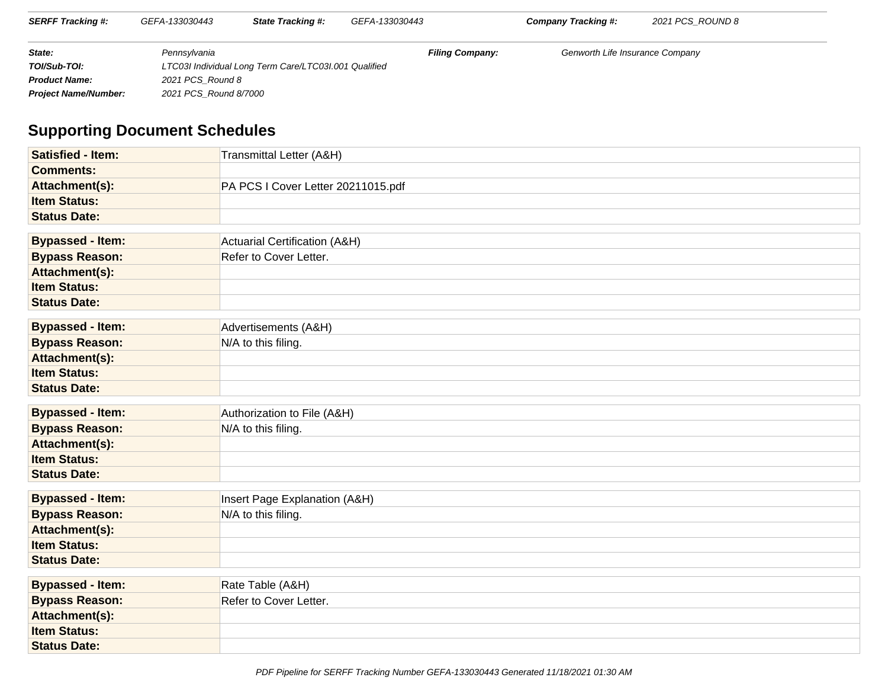| **SERFF Tracking #:** | GEFA-133030443 | **State Tracking #:** | GEFA-133030443 | **Company Tracking #:** | 2021 PCS_ROUND 8 |
|---|---|---|---|---|---|

| | | | |
|---|---|---|---|
| **State:** | Pennsylvania | **Filing Company:** | Genworth Life Insurance Company |
| **TOI/Sub-TOI:** | LTC03I Individual Long Term Care/LTC03I.001 Qualified | | |
| **Product Name:** | 2021 PCS_Round 8 | | |
| **Project Name/Number:** | 2021 PCS_Round 8/7000 | | |

## Supporting Document Schedules

| | |
|---|---|
| **Satisfied - Item:** | Transmittal Letter (A&H) |
| **Comments:** | |
| **Attachment(s):** | PA PCS I Cover Letter 20211015.pdf |
| **Item Status:** | |
| **Status Date:** | |

| | |
|---|---|
| **Bypassed - Item:** | Actuarial Certification (A&H) |
| **Bypass Reason:** | Refer to Cover Letter. |
| **Attachment(s):** | |
| **Item Status:** | |
| **Status Date:** | |

| | |
|---|---|
| **Bypassed - Item:** | Advertisements (A&H) |
| **Bypass Reason:** | N/A to this filing. |
| **Attachment(s):** | |
| **Item Status:** | |
| **Status Date:** | |

| | |
|---|---|
| **Bypassed - Item:** | Authorization to File (A&H) |
| **Bypass Reason:** | N/A to this filing. |
| **Attachment(s):** | |
| **Item Status:** | |
| **Status Date:** | |

| | |
|---|---|
| **Bypassed - Item:** | Insert Page Explanation (A&H) |
| **Bypass Reason:** | N/A to this filing. |
| **Attachment(s):** | |
| **Item Status:** | |
| **Status Date:** | |

| | |
|---|---|
| **Bypassed - Item:** | Rate Table (A&H) |
| **Bypass Reason:** | Refer to Cover Letter. |
| **Attachment(s):** | |
| **Item Status:** | |
| **Status Date:** | |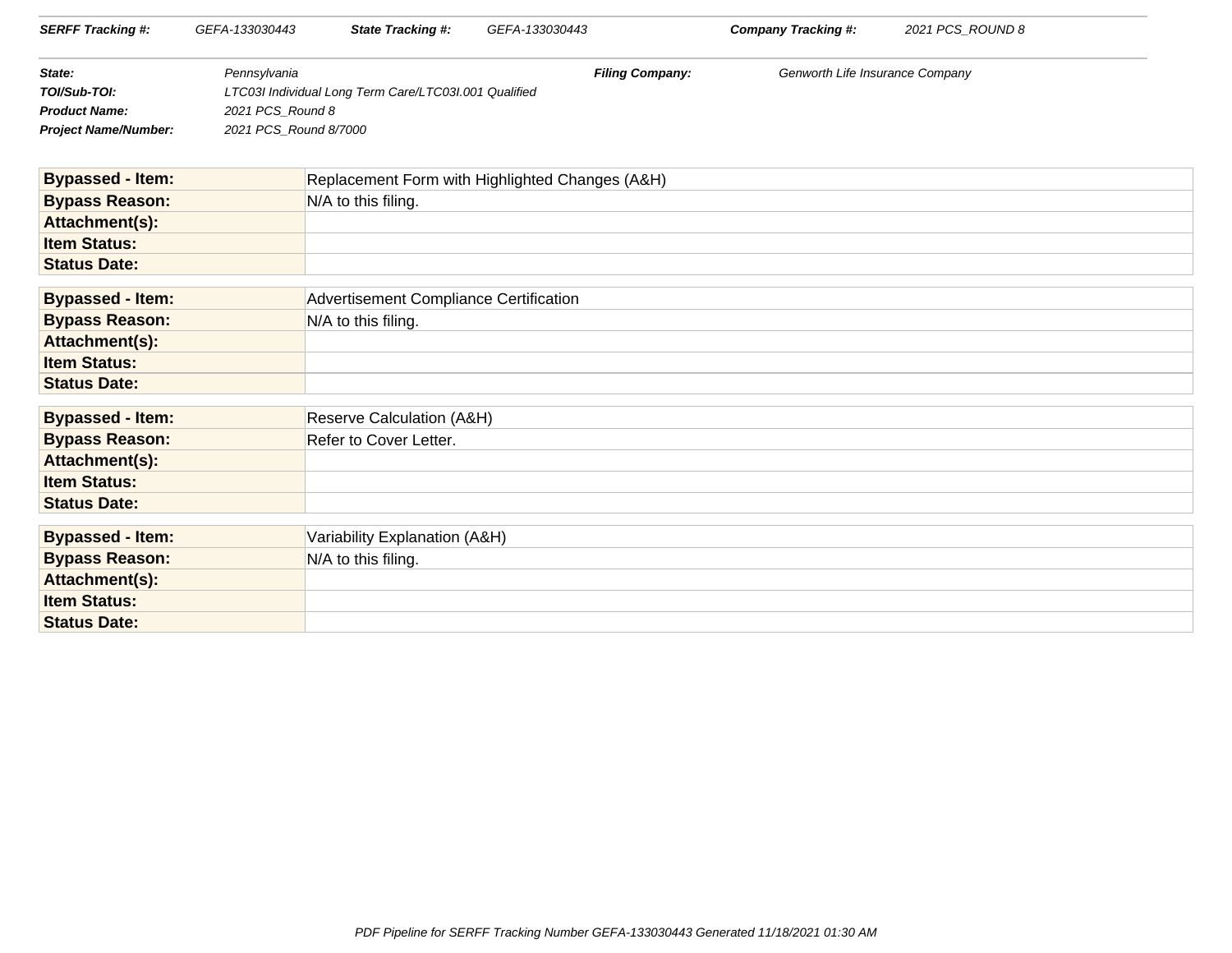| **SERFF Tracking #:** | GEFA-133030443 | **State Tracking #:** | GEFA-133030443 | **Company Tracking #:** | 2021 PCS_ROUND 8 |
|---|---|---|---|---|---|

| | | | |
|---|---|---|---|
| **State:** | Pennsylvania | **Filing Company:** | Genworth Life Insurance Company |
| **TOI/Sub-TOI:** | LTC03I Individual Long Term Care/LTC03I.001 Qualified | | |
| **Product Name:** | 2021 PCS_Round 8 | | |
| **Project Name/Number:** | 2021 PCS_Round 8/7000 | | |

| | |
|---|---|
| **Bypassed - Item:** | Replacement Form with Highlighted Changes (A&H) |
| **Bypass Reason:** | N/A to this filing. |
| **Attachment(s):** | |
| **Item Status:** | |
| **Status Date:** | |

| | |
|---|---|
| **Bypassed - Item:** | Advertisement Compliance Certification |
| **Bypass Reason:** | N/A to this filing. |
| **Attachment(s):** | |
| **Item Status:** | |
| **Status Date:** | |

| | |
|---|---|
| **Bypassed - Item:** | Reserve Calculation (A&H) |
| **Bypass Reason:** | Refer to Cover Letter. |
| **Attachment(s):** | |
| **Item Status:** | |
| **Status Date:** | |

| | |
|---|---|
| **Bypassed - Item:** | Variability Explanation (A&H) |
| **Bypass Reason:** | N/A to this filing. |
| **Attachment(s):** | |
| **Item Status:** | |
| **Status Date:** | |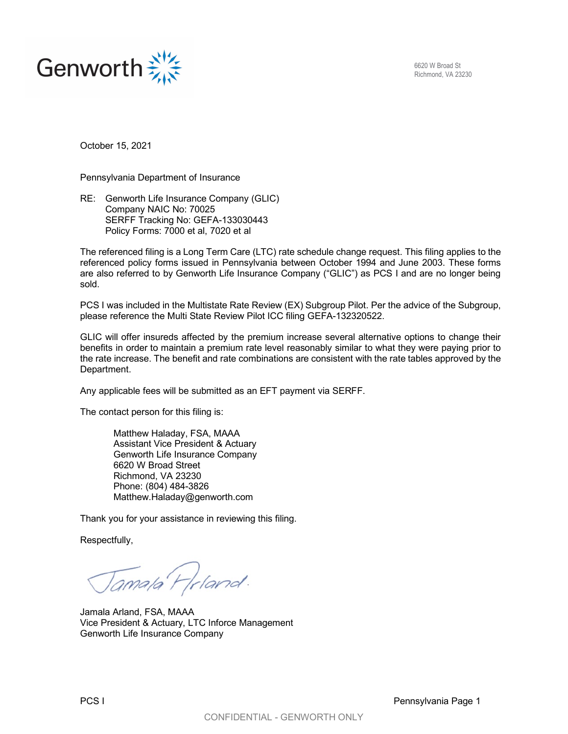Genworth

6620 W Broad St
Richmond, VA 23230

October 15, 2021

Pennsylvania Department of Insurance

RE: Genworth Life Insurance Company (GLIC)
Company NAIC No: 70025
SERFF Tracking No: GEFA-133030443
Policy Forms: 7000 et al, 7020 et al

The referenced filing is a Long Term Care (LTC) rate schedule change request. This filing applies to the referenced policy forms issued in Pennsylvania between October 1994 and June 2003. These forms are also referred to by Genworth Life Insurance Company ("GLIC") as PCS I and are no longer being sold.

PCS I was included in the Multistate Rate Review (EX) Subgroup Pilot. Per the advice of the Subgroup, please reference the Multi State Review Pilot ICC filing GEFA-132320522.

GLIC will offer insureds affected by the premium increase several alternative options to change their benefits in order to maintain a premium rate level reasonably similar to what they were paying prior to the rate increase. The benefit and rate combinations are consistent with the rate tables approved by the Department.

Any applicable fees will be submitted as an EFT payment via SERFF.

The contact person for this filing is:

Matthew Haladay, FSA, MAAA
Assistant Vice President & Actuary
Genworth Life Insurance Company
6620 W Broad Street
Richmond, VA 23230
Phone: (804) 484-3826
Matthew.Haladay@genworth.com

Thank you for your assistance in reviewing this filing.

Respectfully,

Jamala Arland

Jamala Arland, FSA, MAAA
Vice President & Actuary, LTC Inforce Management
Genworth Life Insurance Company

PCS I

CONFIDENTIAL - GENWORTH ONLY